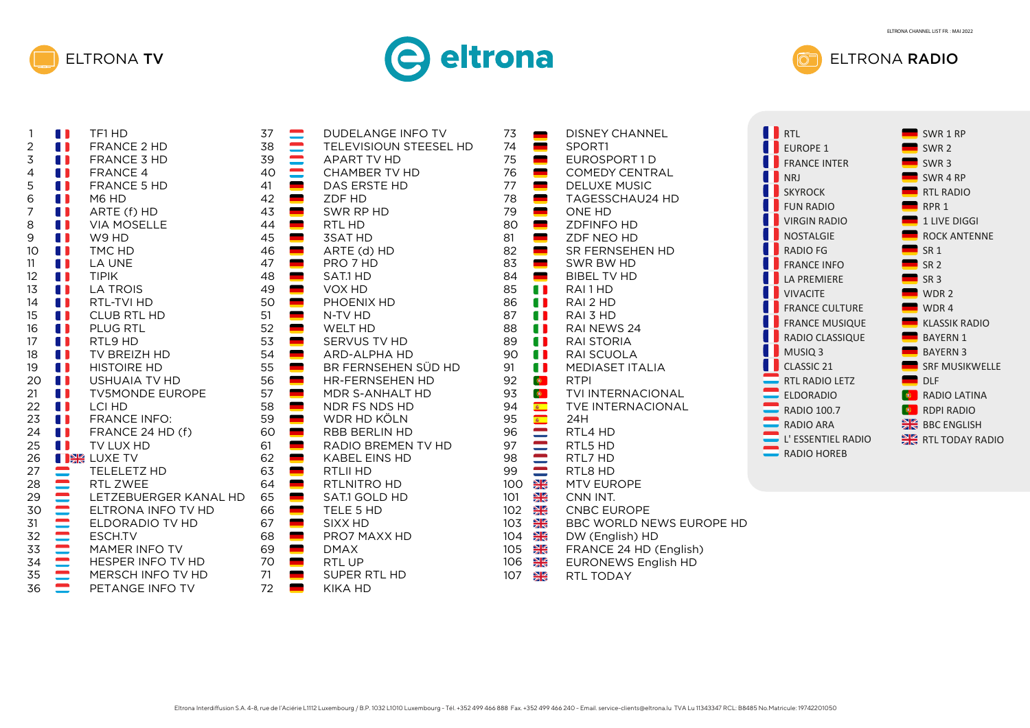ELTRONA CHANNEL LIST FR : MAI 2022

# ELTRONA TV

# eltrona

# ELTRONA RADIO

## ELTRONA TV

| No. | Channel |
|---|---|
| 1 | TF1 HD |
| 2 | FRANCE 2 HD |
| 3 | FRANCE 3 HD |
| 4 | FRANCE 4 |
| 5 | FRANCE 5 HD |
| 6 | M6 HD |
| 7 | ARTE (f) HD |
| 8 | VIA MOSELLE |
| 9 | W9 HD |
| 10 | TMC HD |
| 11 | LA UNE |
| 12 | TIPIK |
| 13 | LA TROIS |
| 14 | RTL-TVI HD |
| 15 | CLUB RTL HD |
| 16 | PLUG RTL |
| 17 | RTL9 HD |
| 18 | TV BREIZH HD |
| 19 | HISTOIRE HD |
| 20 | USHUAIA TV HD |
| 21 | TV5MONDE EUROPE |
| 22 | LCI HD |
| 23 | FRANCE INFO: |
| 24 | FRANCE 24 HD (f) |
| 25 | TV LUX HD |
| 26 | LUXE TV |
| 27 | TELELETZ HD |
| 28 | RTL ZWEE |
| 29 | LETZEBUERGER KANAL HD |
| 30 | ELTRONA INFO TV HD |
| 31 | ELDORADIO TV HD |
| 32 | ESCH.TV |
| 33 | MAMER INFO TV |
| 34 | HESPER INFO TV HD |
| 35 | MERSCH INFO TV HD |
| 36 | PETANGE INFO TV |
| 37 | DUDELANGE INFO TV |
| 38 | TELEVISIOUN STEESEL HD |
| 39 | APART TV HD |
| 40 | CHAMBER TV HD |
| 41 | DAS ERSTE HD |
| 42 | ZDF HD |
| 43 | SWR RP HD |
| 44 | RTL HD |
| 45 | 3SAT HD |
| 46 | ARTE (d) HD |
| 47 | PRO 7 HD |
| 48 | SAT.1 HD |
| 49 | VOX HD |
| 50 | PHOENIX HD |
| 51 | N-TV HD |
| 52 | WELT HD |
| 53 | SERVUS TV HD |
| 54 | ARD-ALPHA HD |
| 55 | BR FERNSEHEN SÜD HD |
| 56 | HR-FERNSEHEN HD |
| 57 | MDR S-ANHALT HD |
| 58 | NDR FS NDS HD |
| 59 | WDR HD KÖLN |
| 60 | RBB BERLIN HD |
| 61 | RADIO BREMEN TV HD |
| 62 | KABEL EINS HD |
| 63 | RTLII HD |
| 64 | RTLNITRO HD |
| 65 | SAT.1 GOLD HD |
| 66 | TELE 5 HD |
| 67 | SIXX HD |
| 68 | PRO7 MAXX HD |
| 69 | DMAX |
| 70 | RTL UP |
| 71 | SUPER RTL HD |
| 72 | KIKA HD |
| 73 | DISNEY CHANNEL |
| 74 | SPORT1 |
| 75 | EUROSPORT 1 D |
| 76 | COMEDY CENTRAL |
| 77 | DELUXE MUSIC |
| 78 | TAGESSCHAU24 HD |
| 79 | ONE HD |
| 80 | ZDFINFO HD |
| 81 | ZDF NEO HD |
| 82 | SR FERNSEHEN HD |
| 83 | SWR BW HD |
| 84 | BIBEL TV HD |
| 85 | RAI 1 HD |
| 86 | RAI 2 HD |
| 87 | RAI 3 HD |
| 88 | RAI NEWS 24 |
| 89 | RAI STORIA |
| 90 | RAI SCUOLA |
| 91 | MEDIASET ITALIA |
| 92 | RTPI |
| 93 | TVI INTERNACIONAL |
| 94 | TVE INTERNACIONAL |
| 95 | 24H |
| 96 | RTL4 HD |
| 97 | RTL5 HD |
| 98 | RTL7 HD |
| 99 | RTL8 HD |
| 100 | MTV EUROPE |
| 101 | CNN INT. |
| 102 | CNBC EUROPE |
| 103 | BBC WORLD NEWS EUROPE HD |
| 104 | DW (English) HD |
| 105 | FRANCE 24 HD (English) |
| 106 | EURONEWS English HD |
| 107 | RTL TODAY |

## ELTRONA RADIO

- RTL
- EUROPE 1
- FRANCE INTER
- NRJ
- SKYROCK
- FUN RADIO
- VIRGIN RADIO
- NOSTALGIE
- RADIO FG
- FRANCE INFO
- LA PREMIERE
- VIVACITE
- FRANCE CULTURE
- FRANCE MUSIQUE
- RADIO CLASSIQUE
- MUSIQ 3
- CLASSIC 21
- RTL RADIO LETZ
- ELDORADIO
- RADIO 100.7
- RADIO ARA
- L' ESSENTIEL RADIO
- RADIO HOREB
- SWR 1 RP
- SWR 2
- SWR 3
- SWR 4 RP
- RTL RADIO
- RPR 1
- 1 LIVE DIGGI
- ROCK ANTENNE
- SR 1
- SR 2
- SR 3
- WDR 2
- WDR 4
- KLASSIK RADIO
- BAYERN 1
- BAYERN 3
- SRF MUSIKWELLE
- DLF
- RADIO LATINA
- RDPI RADIO
- BBC ENGLISH
- RTL TODAY RADIO

Eltrona Interdiffusion S.A. 4-8, rue de l'Aciérie L1112 Luxembourg / B.P. 1032 L1010 Luxembourg - Tél. +352 499 466 888 Fax. +352 499 466 240 - Email. service-clients@eltrona.lu TVA Lu 11343347 RCL: B8485 No.Matricule: 19742201050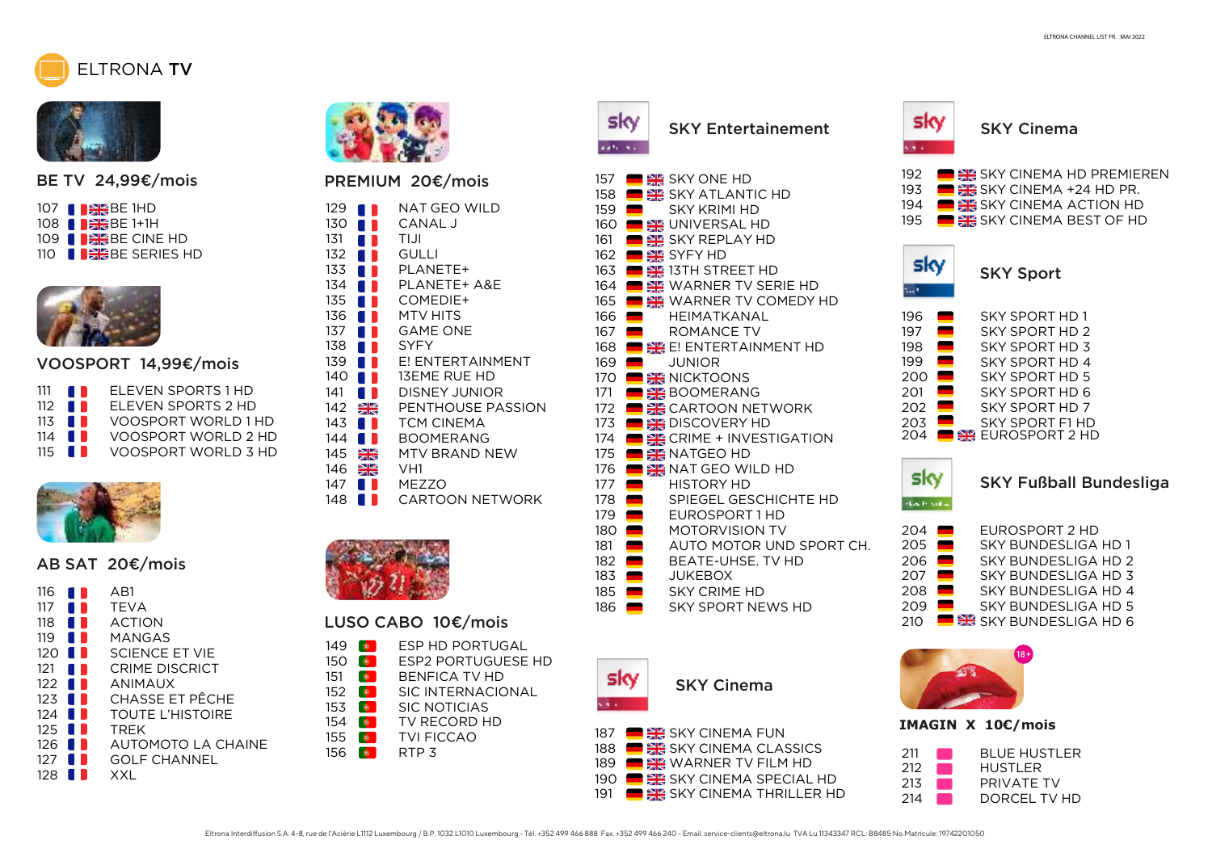# ELTRONA TV

## BE TV 24,99€/mois

| | |
|---|---|
| 107 | BE 1HD |
| 108 | BE 1+1H |
| 109 | BE CINE HD |
| 110 | BE SERIES HD |

## VOOSPORT 14,99€/mois

| | |
|---|---|
| 111 | ELEVEN SPORTS 1 HD |
| 112 | ELEVEN SPORTS 2 HD |
| 113 | VOOSPORT WORLD 1 HD |
| 114 | VOOSPORT WORLD 2 HD |
| 115 | VOOSPORT WORLD 3 HD |

## AB SAT 20€/mois

| | |
|---|---|
| 116 | AB1 |
| 117 | TEVA |
| 118 | ACTION |
| 119 | MANGAS |
| 120 | SCIENCE ET VIE |
| 121 | CRIME DISCRICT |
| 122 | ANIMAUX |
| 123 | CHASSE ET PÊCHE |
| 124 | TOUTE L'HISTOIRE |
| 125 | TREK |
| 126 | AUTOMOTO LA CHAINE |
| 127 | GOLF CHANNEL |
| 128 | XXL |

## PREMIUM 20€/mois

| | |
|---|---|
| 129 | NAT GEO WILD |
| 130 | CANAL J |
| 131 | TIJI |
| 132 | GULLI |
| 133 | PLANETE+ |
| 134 | PLANETE+ A&E |
| 135 | COMEDIE+ |
| 136 | MTV HITS |
| 137 | GAME ONE |
| 138 | SYFY |
| 139 | E! ENTERTAINMENT |
| 140 | 13EME RUE HD |
| 141 | DISNEY JUNIOR |
| 142 | PENTHOUSE PASSION |
| 143 | TCM CINEMA |
| 144 | BOOMERANG |
| 145 | MTV BRAND NEW |
| 146 | VH1 |
| 147 | MEZZO |
| 148 | CARTOON NETWORK |

## LUSO CABO 10€/mois

| | |
|---|---|
| 149 | ESP HD PORTUGAL |
| 150 | ESP2 PORTUGUESE HD |
| 151 | BENFICA TV HD |
| 152 | SIC INTERNACIONAL |
| 153 | SIC NOTICIAS |
| 154 | TV RECORD HD |
| 155 | TVI FICCAO |
| 156 | RTP 3 |

## SKY Entertainement

| | |
|---|---|
| 157 | SKY ONE HD |
| 158 | SKY ATLANTIC HD |
| 159 | SKY KRIMI HD |
| 160 | UNIVERSAL HD |
| 161 | SKY REPLAY HD |
| 162 | SYFY HD |
| 163 | 13TH STREET HD |
| 164 | WARNER TV SERIE HD |
| 165 | WARNER TV COMEDY HD |
| 166 | HEIMATKANAL |
| 167 | ROMANCE TV |
| 168 | E! ENTERTAINMENT HD |
| 169 | JUNIOR |
| 170 | NICKTOONS |
| 171 | BOOMERANG |
| 172 | CARTOON NETWORK |
| 173 | DISCOVERY HD |
| 174 | CRIME + INVESTIGATION |
| 175 | NATGEO HD |
| 176 | NAT GEO WILD HD |
| 177 | HISTORY HD |
| 178 | SPIEGEL GESCHICHTE HD |
| 179 | EUROSPORT 1 HD |
| 180 | MOTORVISION TV |
| 181 | AUTO MOTOR UND SPORT CH. |
| 182 | BEATE-UHSE. TV HD |
| 183 | JUKEBOX |
| 185 | SKY CRIME HD |
| 186 | SKY SPORT NEWS HD |

## SKY Cinema

| | |
|---|---|
| 187 | SKY CINEMA FUN |
| 188 | SKY CINEMA CLASSICS |
| 189 | WARNER TV FILM HD |
| 190 | SKY CINEMA SPECIAL HD |
| 191 | SKY CINEMA THRILLER HD |

## SKY Cinema

| | |
|---|---|
| 192 | SKY CINEMA HD PREMIEREN |
| 193 | SKY CINEMA +24 HD PR. |
| 194 | SKY CINEMA ACTION HD |
| 195 | SKY CINEMA BEST OF HD |

## SKY Sport

| | |
|---|---|
| 196 | SKY SPORT HD 1 |
| 197 | SKY SPORT HD 2 |
| 198 | SKY SPORT HD 3 |
| 199 | SKY SPORT HD 4 |
| 200 | SKY SPORT HD 5 |
| 201 | SKY SPORT HD 6 |
| 202 | SKY SPORT HD 7 |
| 203 | SKY SPORT F1 HD |
| 204 | EUROSPORT 2 HD |

## SKY Fußball Bundesliga

| | |
|---|---|
| 204 | EUROSPORT 2 HD |
| 205 | SKY BUNDESLIGA HD 1 |
| 206 | SKY BUNDESLIGA HD 2 |
| 207 | SKY BUNDESLIGA HD 3 |
| 208 | SKY BUNDESLIGA HD 4 |
| 209 | SKY BUNDESLIGA HD 5 |
| 210 | SKY BUNDESLIGA HD 6 |

## IMAGIN X 10€/mois

18+

| | |
|---|---|
| 211 | BLUE HUSTLER |
| 212 | HUSTLER |
| 213 | PRIVATE TV |
| 214 | DORCEL TV HD |

Eltrona Interdiffusion S.A. 4-8, rue de l'Aciérie L1112 Luxembourg / B.P. 1032 L1010 Luxembourg - Tél. +352 499 466 888 Fax. +352 499 466 240 - Email. service-clients@eltrona.lu TVA Lu 11343347 RCL: B8485 No.Matricule: 19742201050